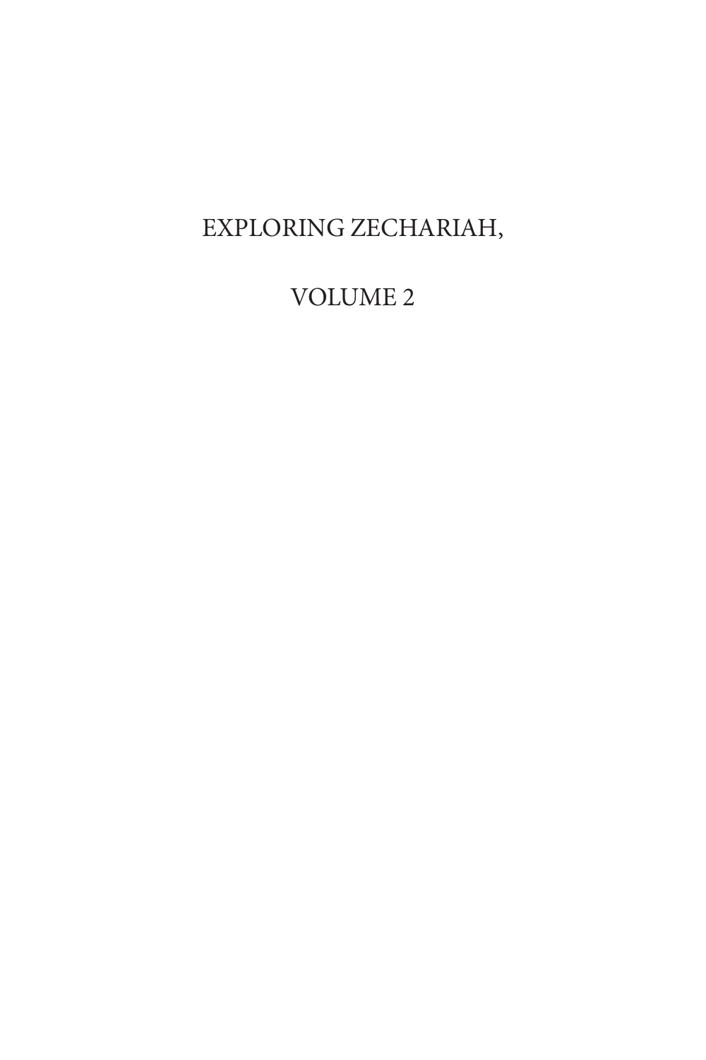# EXPLORING ZECHARIAH,

# VOLUME 2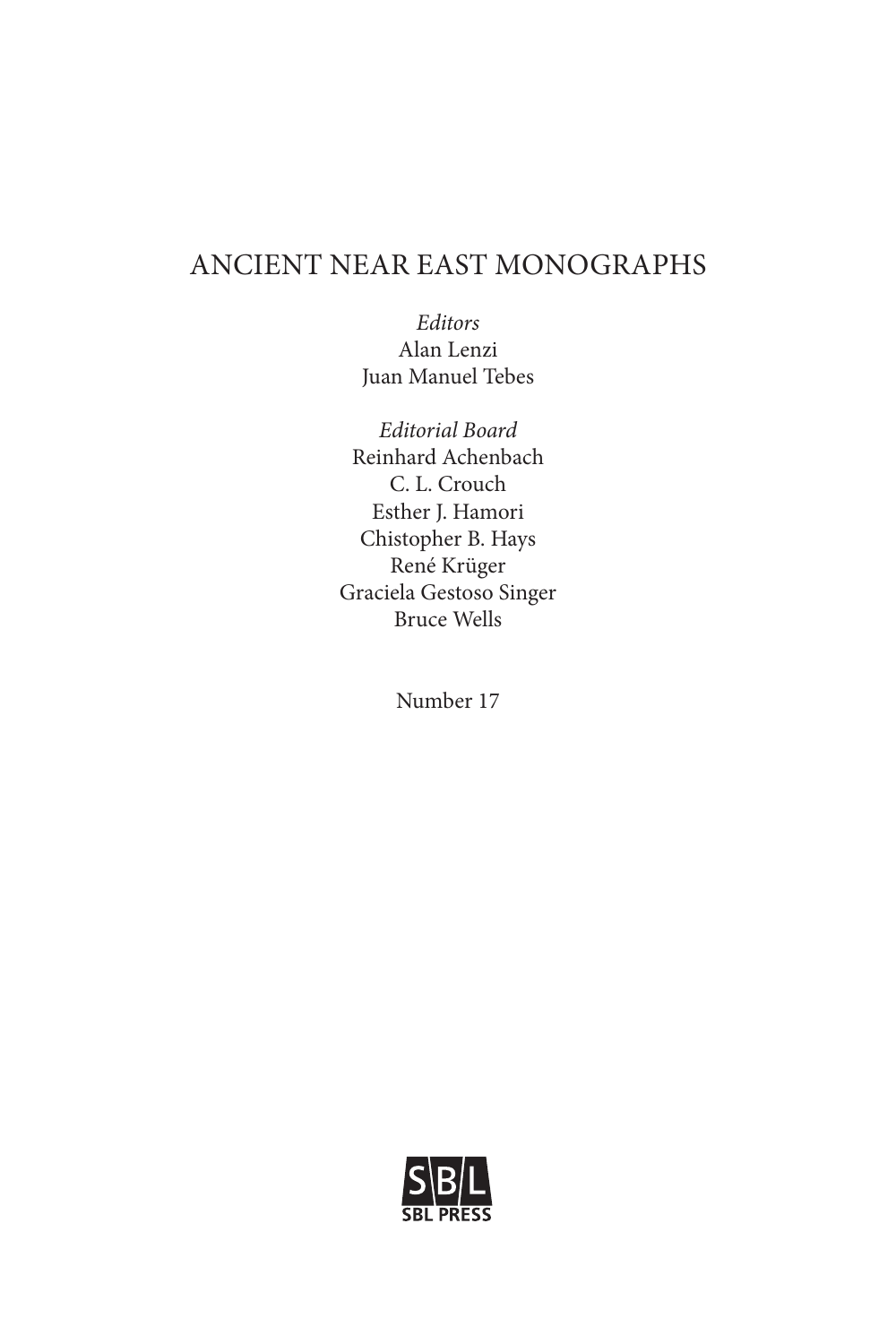# ANCIENT NEAR EAST MONOGRAPHS

*Editors*
Alan Lenzi
Juan Manuel Tebes

*Editorial Board*
Reinhard Achenbach
C. L. Crouch
Esther J. Hamori
Chistopher B. Hays
René Krüger
Graciela Gestoso Singer
Bruce Wells

Number 17

SBL PRESS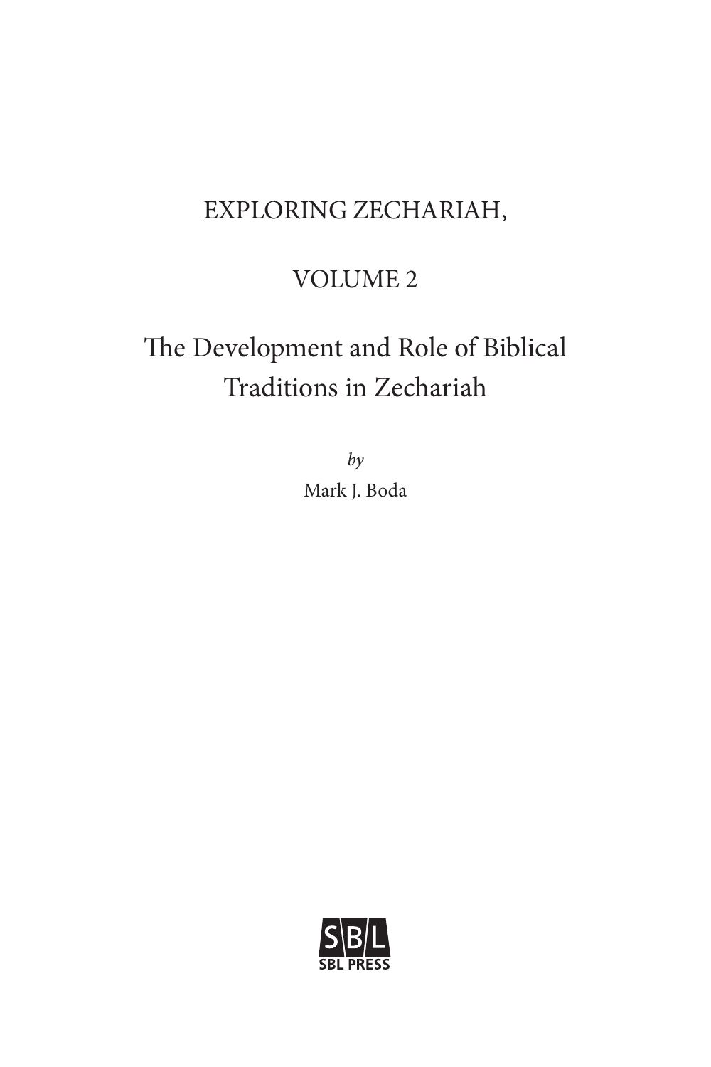# EXPLORING ZECHARIAH,

# VOLUME 2

## The Development and Role of Biblical Traditions in Zechariah

*by*

Mark J. Boda

SBL

SBL PRESS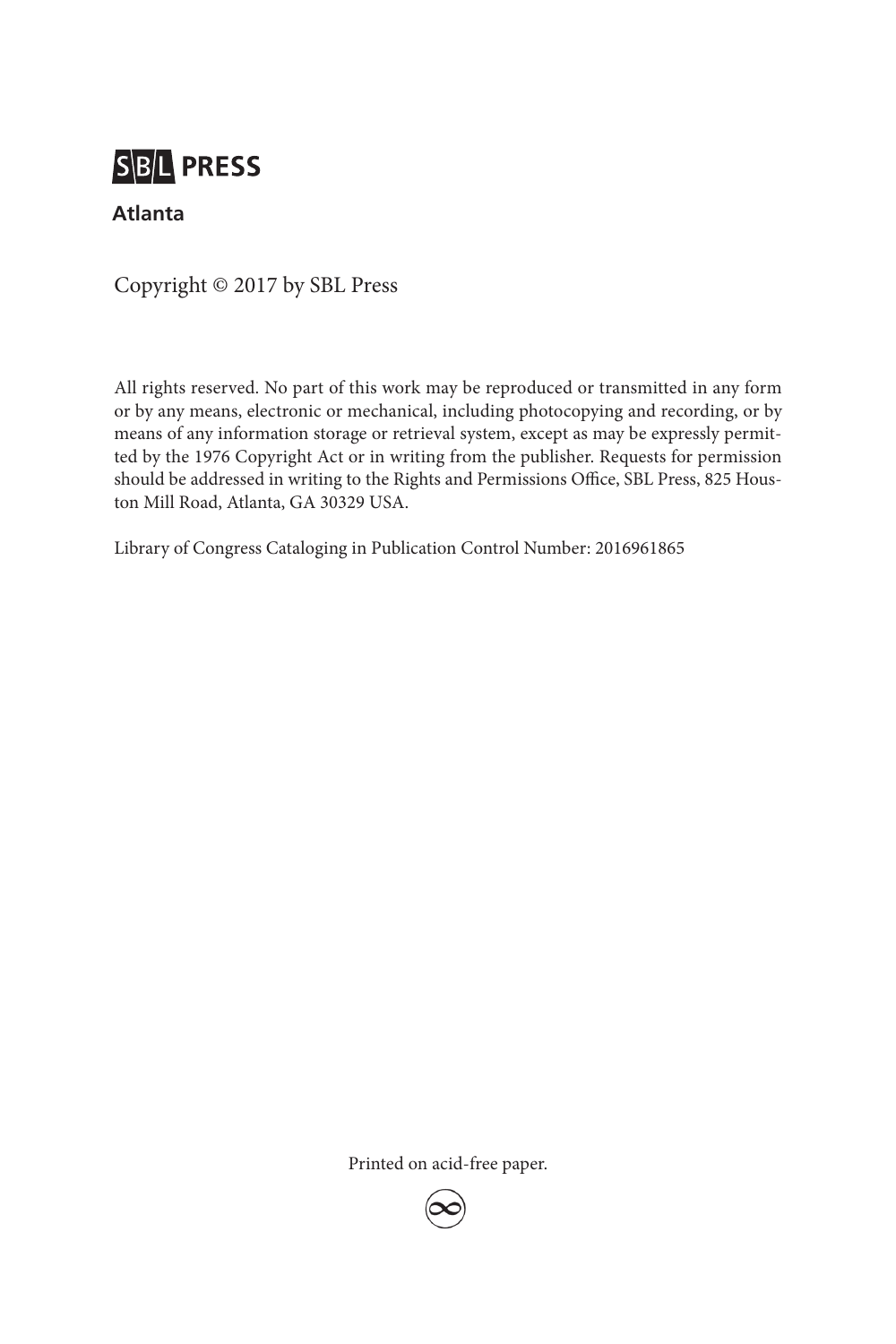**SBL PRESS**

**Atlanta**

Copyright © 2017 by SBL Press

All rights reserved. No part of this work may be reproduced or transmitted in any form or by any means, electronic or mechanical, including photocopying and recording, or by means of any information storage or retrieval system, except as may be expressly permitted by the 1976 Copyright Act or in writing from the publisher. Requests for permission should be addressed in writing to the Rights and Permissions Office, SBL Press, 825 Houston Mill Road, Atlanta, GA 30329 USA.

Library of Congress Cataloging in Publication Control Number: 2016961865

Printed on acid-free paper.

∞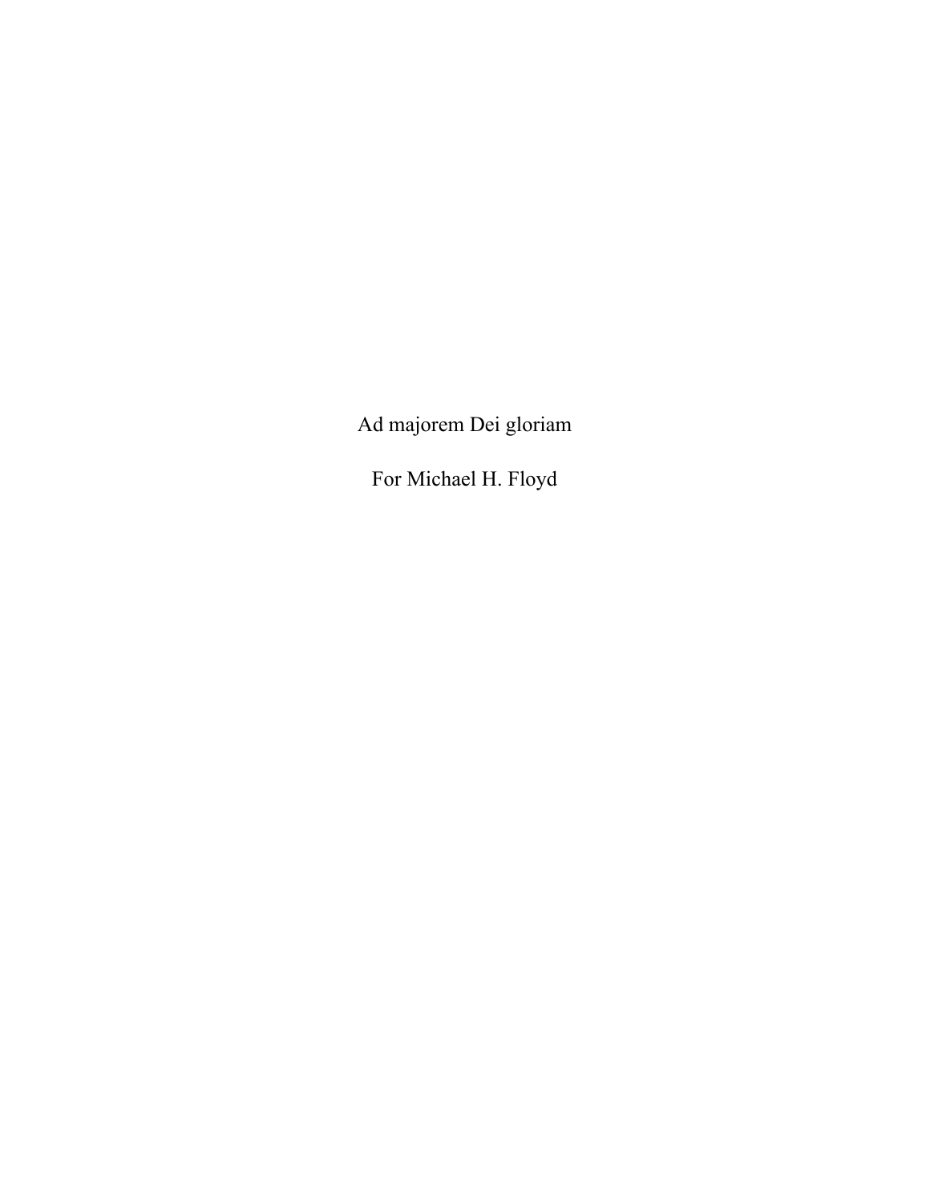Ad majorem Dei gloriam

For Michael H. Floyd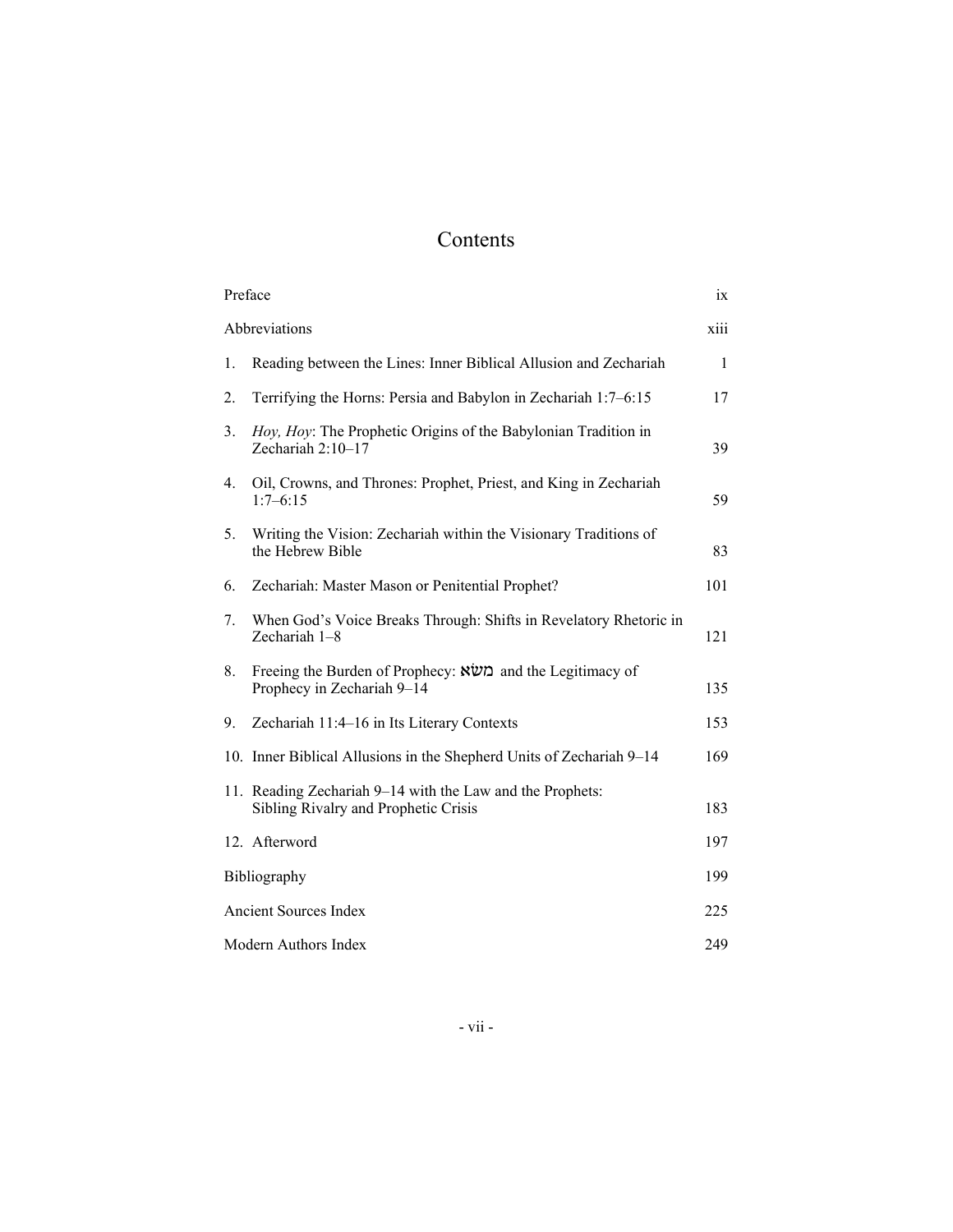# Contents

| | |
|---|---|
| Preface | ix |
| Abbreviations | xiii |
| 1. Reading between the Lines: Inner Biblical Allusion and Zechariah | 1 |
| 2. Terrifying the Horns: Persia and Babylon in Zechariah 1:7–6:15 | 17 |
| 3. *Hoy, Hoy*: The Prophetic Origins of the Babylonian Tradition in Zechariah 2:10–17 | 39 |
| 4. Oil, Crowns, and Thrones: Prophet, Priest, and King in Zechariah 1:7–6:15 | 59 |
| 5. Writing the Vision: Zechariah within the Visionary Traditions of the Hebrew Bible | 83 |
| 6. Zechariah: Master Mason or Penitential Prophet? | 101 |
| 7. When God's Voice Breaks Through: Shifts in Revelatory Rhetoric in Zechariah 1–8 | 121 |
| 8. Freeing the Burden of Prophecy: משׂא and the Legitimacy of Prophecy in Zechariah 9–14 | 135 |
| 9. Zechariah 11:4–16 in Its Literary Contexts | 153 |
| 10. Inner Biblical Allusions in the Shepherd Units of Zechariah 9–14 | 169 |
| 11. Reading Zechariah 9–14 with the Law and the Prophets: Sibling Rivalry and Prophetic Crisis | 183 |
| 12. Afterword | 197 |
| Bibliography | 199 |
| Ancient Sources Index | 225 |
| Modern Authors Index | 249 |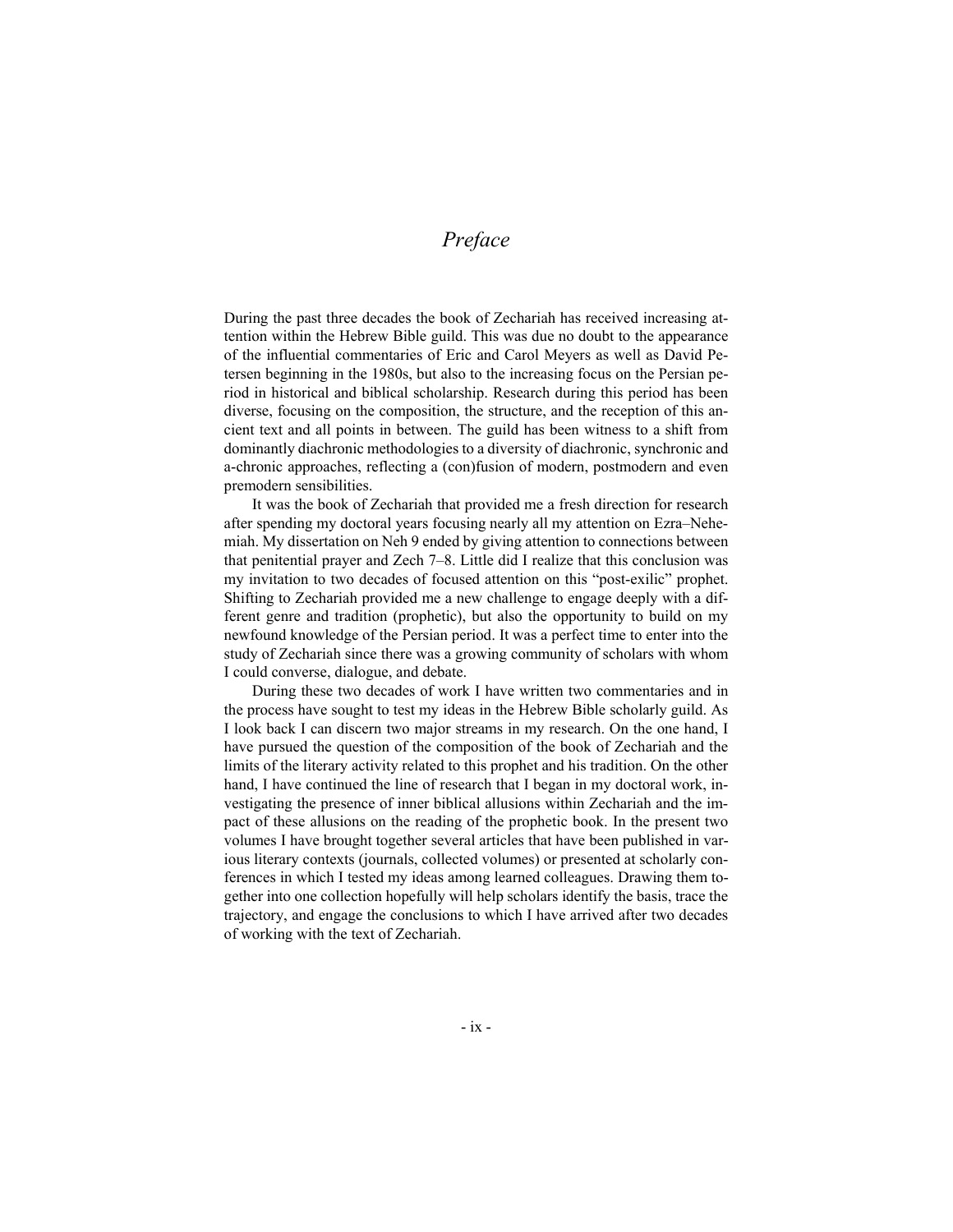# *Preface*

During the past three decades the book of Zechariah has received increasing attention within the Hebrew Bible guild. This was due no doubt to the appearance of the influential commentaries of Eric and Carol Meyers as well as David Petersen beginning in the 1980s, but also to the increasing focus on the Persian period in historical and biblical scholarship. Research during this period has been diverse, focusing on the composition, the structure, and the reception of this ancient text and all points in between. The guild has been witness to a shift from dominantly diachronic methodologies to a diversity of diachronic, synchronic and a-chronic approaches, reflecting a (con)fusion of modern, postmodern and even premodern sensibilities.

It was the book of Zechariah that provided me a fresh direction for research after spending my doctoral years focusing nearly all my attention on Ezra–Nehemiah. My dissertation on Neh 9 ended by giving attention to connections between that penitential prayer and Zech 7–8. Little did I realize that this conclusion was my invitation to two decades of focused attention on this "post-exilic" prophet. Shifting to Zechariah provided me a new challenge to engage deeply with a different genre and tradition (prophetic), but also the opportunity to build on my newfound knowledge of the Persian period. It was a perfect time to enter into the study of Zechariah since there was a growing community of scholars with whom I could converse, dialogue, and debate.

During these two decades of work I have written two commentaries and in the process have sought to test my ideas in the Hebrew Bible scholarly guild. As I look back I can discern two major streams in my research. On the one hand, I have pursued the question of the composition of the book of Zechariah and the limits of the literary activity related to this prophet and his tradition. On the other hand, I have continued the line of research that I began in my doctoral work, investigating the presence of inner biblical allusions within Zechariah and the impact of these allusions on the reading of the prophetic book. In the present two volumes I have brought together several articles that have been published in various literary contexts (journals, collected volumes) or presented at scholarly conferences in which I tested my ideas among learned colleagues. Drawing them together into one collection hopefully will help scholars identify the basis, trace the trajectory, and engage the conclusions to which I have arrived after two decades of working with the text of Zechariah.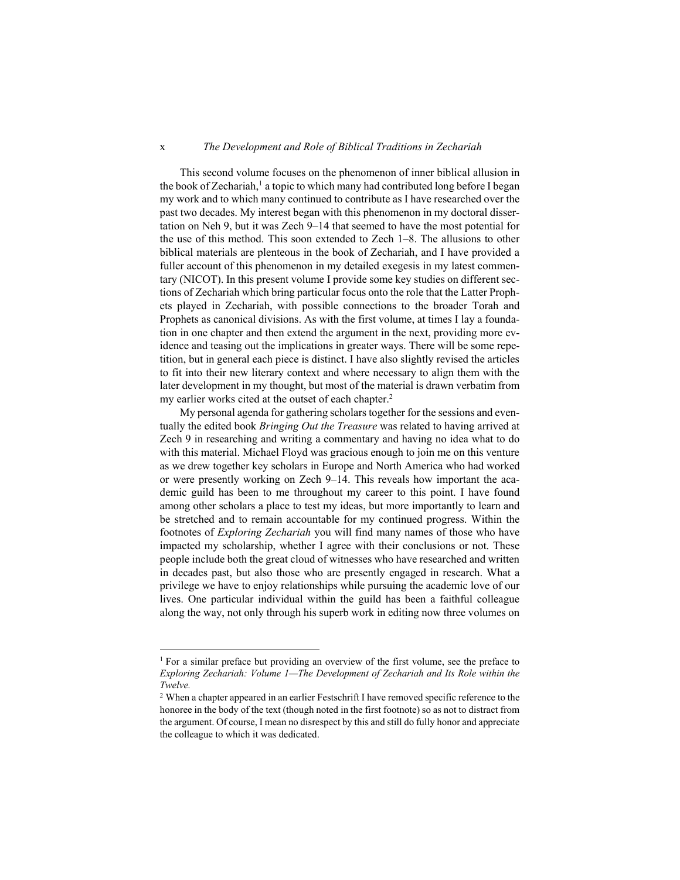This second volume focuses on the phenomenon of inner biblical allusion in the book of Zechariah,[1] a topic to which many had contributed long before I began my work and to which many continued to contribute as I have researched over the past two decades. My interest began with this phenomenon in my doctoral dissertation on Neh 9, but it was Zech 9–14 that seemed to have the most potential for the use of this method. This soon extended to Zech 1–8. The allusions to other biblical materials are plenteous in the book of Zechariah, and I have provided a fuller account of this phenomenon in my detailed exegesis in my latest commentary (NICOT). In this present volume I provide some key studies on different sections of Zechariah which bring particular focus onto the role that the Latter Prophets played in Zechariah, with possible connections to the broader Torah and Prophets as canonical divisions. As with the first volume, at times I lay a foundation in one chapter and then extend the argument in the next, providing more evidence and teasing out the implications in greater ways. There will be some repetition, but in general each piece is distinct. I have also slightly revised the articles to fit into their new literary context and where necessary to align them with the later development in my thought, but most of the material is drawn verbatim from my earlier works cited at the outset of each chapter.[2]

My personal agenda for gathering scholars together for the sessions and eventually the edited book *Bringing Out the Treasure* was related to having arrived at Zech 9 in researching and writing a commentary and having no idea what to do with this material. Michael Floyd was gracious enough to join me on this venture as we drew together key scholars in Europe and North America who had worked or were presently working on Zech 9–14. This reveals how important the academic guild has been to me throughout my career to this point. I have found among other scholars a place to test my ideas, but more importantly to learn and be stretched and to remain accountable for my continued progress. Within the footnotes of *Exploring Zechariah* you will find many names of those who have impacted my scholarship, whether I agree with their conclusions or not. These people include both the great cloud of witnesses who have researched and written in decades past, but also those who are presently engaged in research. What a privilege we have to enjoy relationships while pursuing the academic love of our lives. One particular individual within the guild has been a faithful colleague along the way, not only through his superb work in editing now three volumes on

---

[1] For a similar preface but providing an overview of the first volume, see the preface to *Exploring Zechariah: Volume 1—The Development of Zechariah and Its Role within the Twelve.*

[2] When a chapter appeared in an earlier Festschrift I have removed specific reference to the honoree in the body of the text (though noted in the first footnote) so as not to distract from the argument. Of course, I mean no disrespect by this and still do fully honor and appreciate the colleague to which it was dedicated.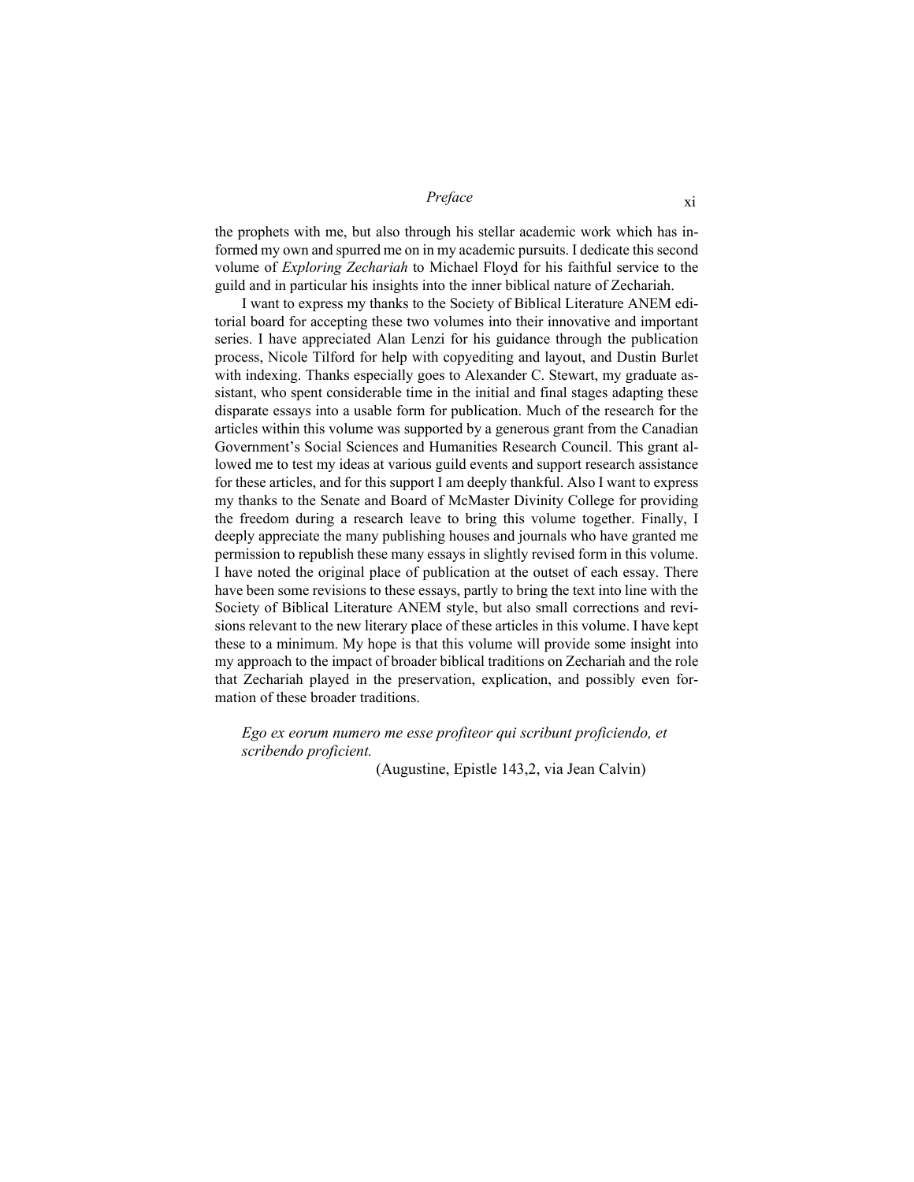the prophets with me, but also through his stellar academic work which has informed my own and spurred me on in my academic pursuits. I dedicate this second volume of *Exploring Zechariah* to Michael Floyd for his faithful service to the guild and in particular his insights into the inner biblical nature of Zechariah.

I want to express my thanks to the Society of Biblical Literature ANEM editorial board for accepting these two volumes into their innovative and important series. I have appreciated Alan Lenzi for his guidance through the publication process, Nicole Tilford for help with copyediting and layout, and Dustin Burlet with indexing. Thanks especially goes to Alexander C. Stewart, my graduate assistant, who spent considerable time in the initial and final stages adapting these disparate essays into a usable form for publication. Much of the research for the articles within this volume was supported by a generous grant from the Canadian Government's Social Sciences and Humanities Research Council. This grant allowed me to test my ideas at various guild events and support research assistance for these articles, and for this support I am deeply thankful. Also I want to express my thanks to the Senate and Board of McMaster Divinity College for providing the freedom during a research leave to bring this volume together. Finally, I deeply appreciate the many publishing houses and journals who have granted me permission to republish these many essays in slightly revised form in this volume. I have noted the original place of publication at the outset of each essay. There have been some revisions to these essays, partly to bring the text into line with the Society of Biblical Literature ANEM style, but also small corrections and revisions relevant to the new literary place of these articles in this volume. I have kept these to a minimum. My hope is that this volume will provide some insight into my approach to the impact of broader biblical traditions on Zechariah and the role that Zechariah played in the preservation, explication, and possibly even formation of these broader traditions.

> *Ego ex eorum numero me esse profiteor qui scribunt proficiendo, et scribendo proficient.*
>
> (Augustine, Epistle 143,2, via Jean Calvin)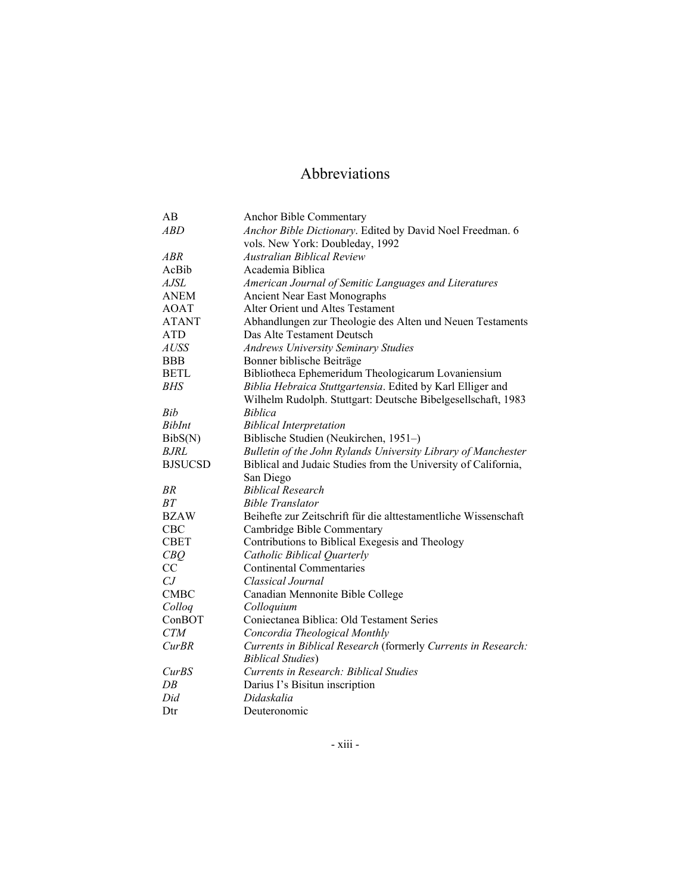# Abbreviations

| | |
|---|---|
| AB | Anchor Bible Commentary |
| *ABD* | *Anchor Bible Dictionary*. Edited by David Noel Freedman. 6 vols. New York: Doubleday, 1992 |
| *ABR* | *Australian Biblical Review* |
| AcBib | Academia Biblica |
| *AJSL* | *American Journal of Semitic Languages and Literatures* |
| ANEM | Ancient Near East Monographs |
| AOAT | Alter Orient und Altes Testament |
| ATANT | Abhandlungen zur Theologie des Alten und Neuen Testaments |
| ATD | Das Alte Testament Deutsch |
| *AUSS* | *Andrews University Seminary Studies* |
| BBB | Bonner biblische Beiträge |
| BETL | Bibliotheca Ephemeridum Theologicarum Lovaniensium |
| *BHS* | *Biblia Hebraica Stuttgartensia*. Edited by Karl Elliger and Wilhelm Rudolph. Stuttgart: Deutsche Bibelgesellschaft, 1983 |
| *Bib* | *Biblica* |
| *BibInt* | *Biblical Interpretation* |
| BibS(N) | Biblische Studien (Neukirchen, 1951–) |
| *BJRL* | *Bulletin of the John Rylands University Library of Manchester* |
| BJSUCSD | Biblical and Judaic Studies from the University of California, San Diego |
| *BR* | *Biblical Research* |
| *BT* | *Bible Translator* |
| BZAW | Beihefte zur Zeitschrift für die alttestamentliche Wissenschaft |
| CBC | Cambridge Bible Commentary |
| CBET | Contributions to Biblical Exegesis and Theology |
| *CBQ* | *Catholic Biblical Quarterly* |
| CC | Continental Commentaries |
| *CJ* | *Classical Journal* |
| CMBC | Canadian Mennonite Bible College |
| *Colloq* | *Colloquium* |
| ConBOT | Coniectanea Biblica: Old Testament Series |
| *CTM* | *Concordia Theological Monthly* |
| *CurBR* | *Currents in Biblical Research* (formerly *Currents in Research: Biblical Studies*) |
| *CurBS* | *Currents in Research: Biblical Studies* |
| *DB* | Darius I's Bisitun inscription |
| *Did* | *Didaskalia* |
| Dtr | Deuteronomic |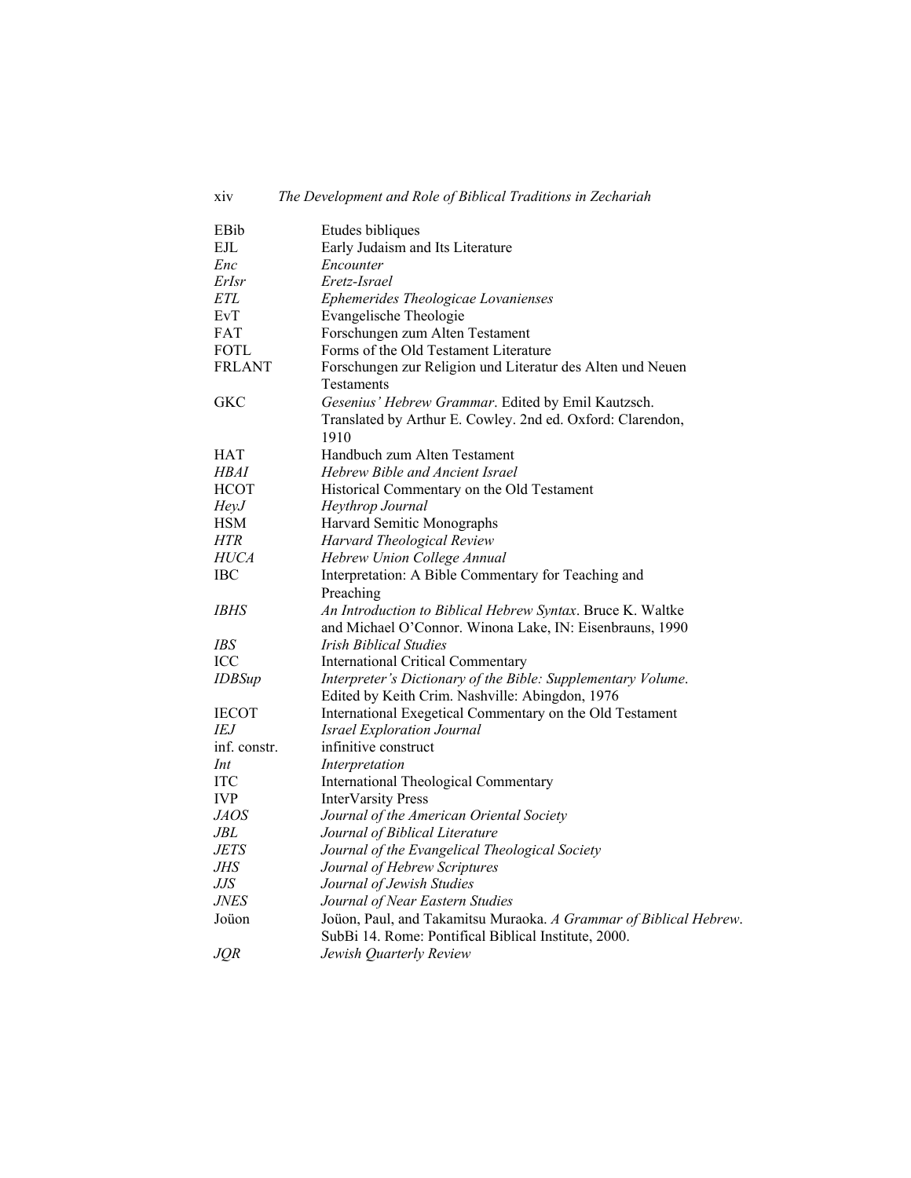| | |
|---|---|
| EBib | Etudes bibliques |
| EJL | Early Judaism and Its Literature |
| *Enc* | *Encounter* |
| *ErIsr* | *Eretz-Israel* |
| *ETL* | *Ephemerides Theologicae Lovanienses* |
| EvT | Evangelische Theologie |
| FAT | Forschungen zum Alten Testament |
| FOTL | Forms of the Old Testament Literature |
| FRLANT | Forschungen zur Religion und Literatur des Alten und Neuen Testaments |
| GKC | *Gesenius' Hebrew Grammar*. Edited by Emil Kautzsch. Translated by Arthur E. Cowley. 2nd ed. Oxford: Clarendon, 1910 |
| HAT | Handbuch zum Alten Testament |
| *HBAI* | *Hebrew Bible and Ancient Israel* |
| HCOT | Historical Commentary on the Old Testament |
| *HeyJ* | *Heythrop Journal* |
| HSM | Harvard Semitic Monographs |
| *HTR* | *Harvard Theological Review* |
| *HUCA* | *Hebrew Union College Annual* |
| IBC | Interpretation: A Bible Commentary for Teaching and Preaching |
| *IBHS* | *An Introduction to Biblical Hebrew Syntax*. Bruce K. Waltke and Michael O'Connor. Winona Lake, IN: Eisenbrauns, 1990 |
| *IBS* | *Irish Biblical Studies* |
| ICC | International Critical Commentary |
| *IDBSup* | *Interpreter's Dictionary of the Bible: Supplementary Volume*. Edited by Keith Crim. Nashville: Abingdon, 1976 |
| IECOT | International Exegetical Commentary on the Old Testament |
| *IEJ* | *Israel Exploration Journal* |
| inf. constr. | infinitive construct |
| *Int* | *Interpretation* |
| ITC | International Theological Commentary |
| IVP | InterVarsity Press |
| *JAOS* | *Journal of the American Oriental Society* |
| *JBL* | *Journal of Biblical Literature* |
| *JETS* | *Journal of the Evangelical Theological Society* |
| *JHS* | *Journal of Hebrew Scriptures* |
| *JJS* | *Journal of Jewish Studies* |
| *JNES* | *Journal of Near Eastern Studies* |
| Joüon | Joüon, Paul, and Takamitsu Muraoka. *A Grammar of Biblical Hebrew*. SubBi 14. Rome: Pontifical Biblical Institute, 2000. |
| *JQR* | *Jewish Quarterly Review* |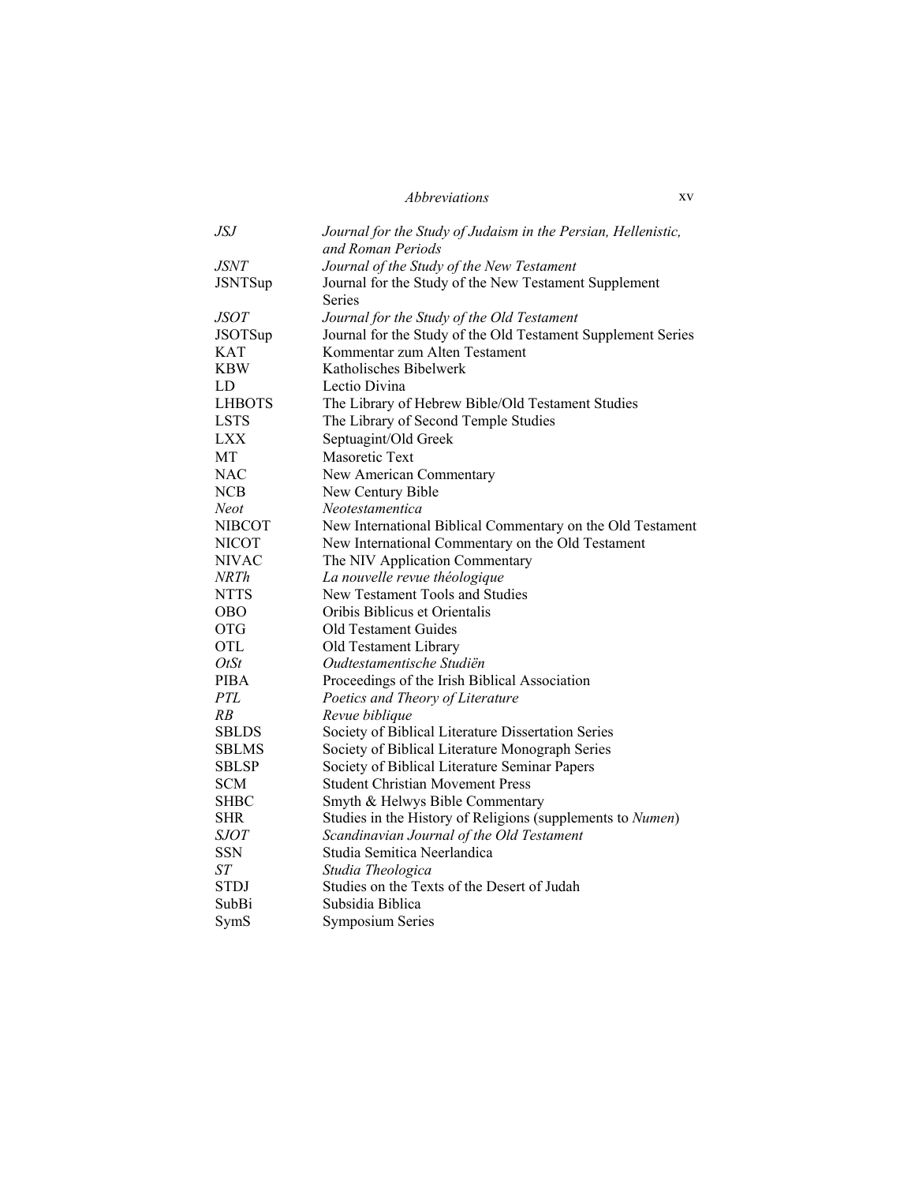| | |
|---|---|
| *JSJ* | *Journal for the Study of Judaism in the Persian, Hellenistic, and Roman Periods* |
| *JSNT* | *Journal of the Study of the New Testament* |
| JSNTSup | Journal for the Study of the New Testament Supplement Series |
| *JSOT* | *Journal for the Study of the Old Testament* |
| JSOTSup | Journal for the Study of the Old Testament Supplement Series |
| KAT | Kommentar zum Alten Testament |
| KBW | Katholisches Bibelwerk |
| LD | Lectio Divina |
| LHBOTS | The Library of Hebrew Bible/Old Testament Studies |
| LSTS | The Library of Second Temple Studies |
| LXX | Septuagint/Old Greek |
| MT | Masoretic Text |
| NAC | New American Commentary |
| NCB | New Century Bible |
| *Neot* | *Neotestamentica* |
| NIBCOT | New International Biblical Commentary on the Old Testament |
| NICOT | New International Commentary on the Old Testament |
| NIVAC | The NIV Application Commentary |
| *NRTh* | *La nouvelle revue théologique* |
| NTTS | New Testament Tools and Studies |
| OBO | Oribis Biblicus et Orientalis |
| OTG | Old Testament Guides |
| OTL | Old Testament Library |
| *OtSt* | *Oudtestamentische Studiën* |
| PIBA | Proceedings of the Irish Biblical Association |
| *PTL* | *Poetics and Theory of Literature* |
| *RB* | *Revue biblique* |
| SBLDS | Society of Biblical Literature Dissertation Series |
| SBLMS | Society of Biblical Literature Monograph Series |
| SBLSP | Society of Biblical Literature Seminar Papers |
| SCM | Student Christian Movement Press |
| SHBC | Smyth & Helwys Bible Commentary |
| SHR | Studies in the History of Religions (supplements to *Numen*) |
| *SJOT* | *Scandinavian Journal of the Old Testament* |
| SSN | Studia Semitica Neerlandica |
| *ST* | *Studia Theologica* |
| STDJ | Studies on the Texts of the Desert of Judah |
| SubBi | Subsidia Biblica |
| SymS | Symposium Series |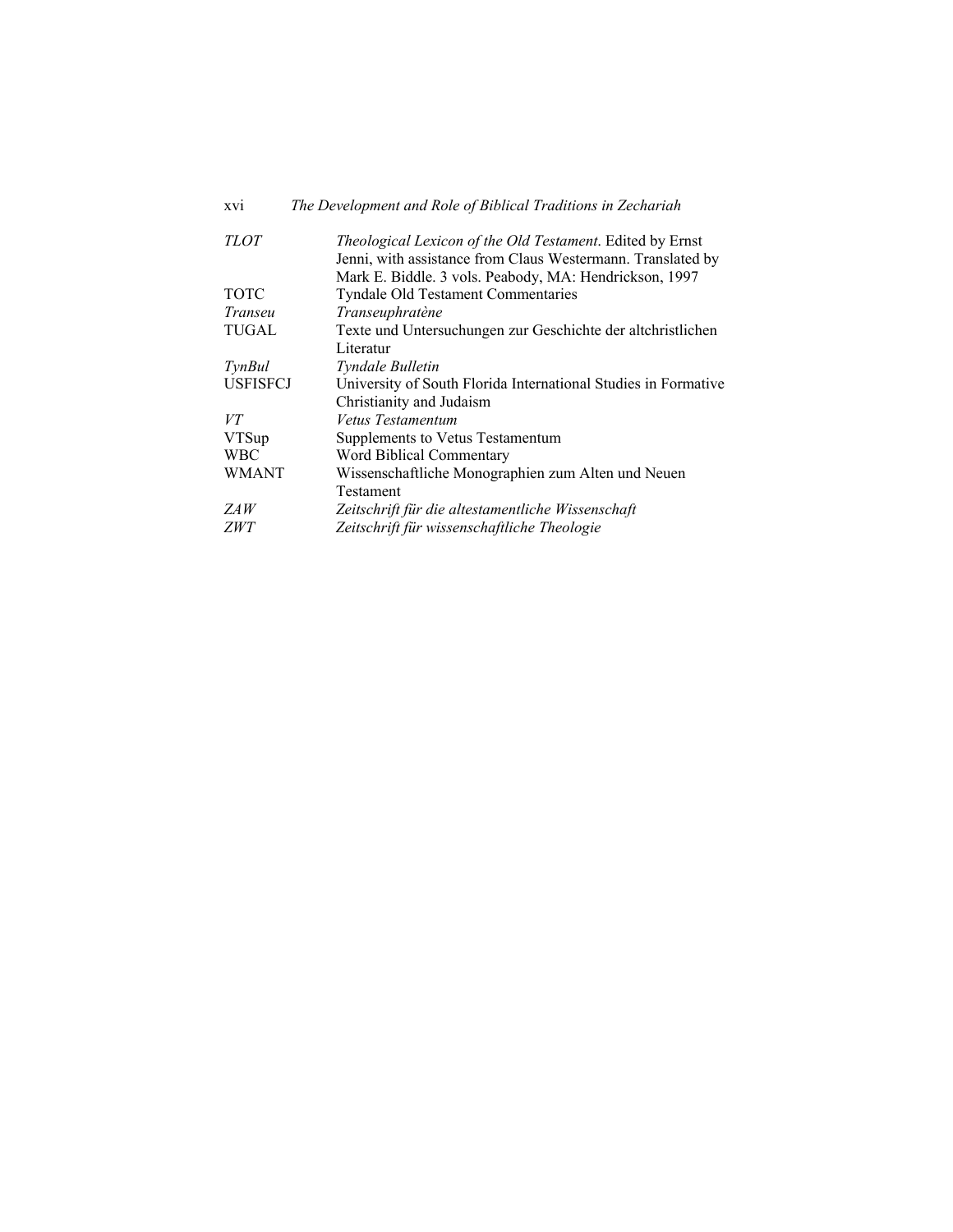| | |
|---|---|
| *TLOT* | *Theological Lexicon of the Old Testament*. Edited by Ernst Jenni, with assistance from Claus Westermann. Translated by Mark E. Biddle. 3 vols. Peabody, MA: Hendrickson, 1997 |
| TOTC | Tyndale Old Testament Commentaries |
| *Transeu* | *Transeuphratène* |
| TUGAL | Texte und Untersuchungen zur Geschichte der altchristlichen Literatur |
| *TynBul* | *Tyndale Bulletin* |
| USFISFCJ | University of South Florida International Studies in Formative Christianity and Judaism |
| *VT* | *Vetus Testamentum* |
| VTSup | Supplements to Vetus Testamentum |
| WBC | Word Biblical Commentary |
| WMANT | Wissenschaftliche Monographien zum Alten und Neuen Testament |
| *ZAW* | *Zeitschrift für die altestamentliche Wissenschaft* |
| *ZWT* | *Zeitschrift für wissenschaftliche Theologie* |